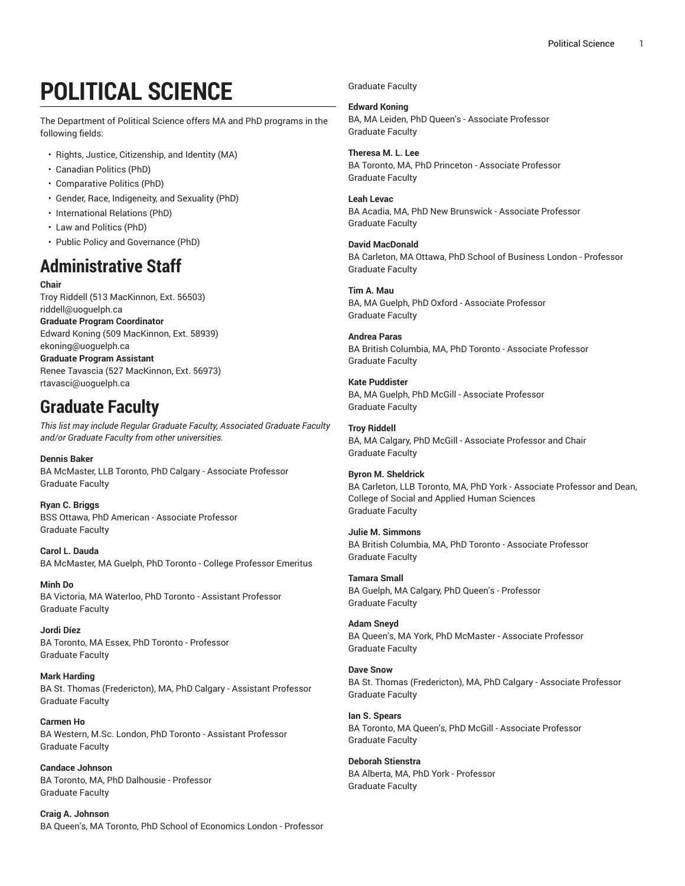# POLITICAL SCIENCE

The Department of Political Science offers MA and PhD programs in the following fields:

- Rights, Justice, Citizenship, and Identity (MA)
- Canadian Politics (PhD)
- Comparative Politics (PhD)
- Gender, Race, Indigeneity, and Sexuality (PhD)
- International Relations (PhD)
- Law and Politics (PhD)
- Public Policy and Governance (PhD)

## Administrative Staff

**Chair**
Troy Riddell (513 MacKinnon, Ext. 56503)
riddell@uoguelph.ca
**Graduate Program Coordinator**
Edward Koning (509 MacKinnon, Ext. 58939)
ekoning@uoguelph.ca
**Graduate Program Assistant**
Renee Tavascia (527 MacKinnon, Ext. 56973)
rtavasci@uoguelph.ca

## Graduate Faculty

*This list may include Regular Graduate Faculty, Associated Graduate Faculty and/or Graduate Faculty from other universities.*

**Dennis Baker**
BA McMaster, LLB Toronto, PhD Calgary - Associate Professor
Graduate Faculty

**Ryan C. Briggs**
BSS Ottawa, PhD American - Associate Professor
Graduate Faculty

**Carol L. Dauda**
BA McMaster, MA Guelph, PhD Toronto - College Professor Emeritus

**Minh Do**
BA Victoria, MA Waterloo, PhD Toronto - Assistant Professor
Graduate Faculty

**Jordi Díez**
BA Toronto, MA Essex, PhD Toronto - Professor
Graduate Faculty

**Mark Harding**
BA St. Thomas (Fredericton), MA, PhD Calgary - Assistant Professor
Graduate Faculty

**Carmen Ho**
BA Western, M.Sc. London, PhD Toronto - Assistant Professor
Graduate Faculty

**Candace Johnson**
BA Toronto, MA, PhD Dalhousie - Professor
Graduate Faculty

**Craig A. Johnson**
BA Queen's, MA Toronto, PhD School of Economics London - Professor
Graduate Faculty

**Edward Koning**
BA, MA Leiden, PhD Queen's - Associate Professor
Graduate Faculty

**Theresa M. L. Lee**
BA Toronto, MA, PhD Princeton - Associate Professor
Graduate Faculty

**Leah Levac**
BA Acadia, MA, PhD New Brunswick - Associate Professor
Graduate Faculty

**David MacDonald**
BA Carleton, MA Ottawa, PhD School of Business London - Professor
Graduate Faculty

**Tim A. Mau**
BA, MA Guelph, PhD Oxford - Associate Professor
Graduate Faculty

**Andrea Paras**
BA British Columbia, MA, PhD Toronto - Associate Professor
Graduate Faculty

**Kate Puddister**
BA, MA Guelph, PhD McGill - Associate Professor
Graduate Faculty

**Troy Riddell**
BA, MA Calgary, PhD McGill - Associate Professor and Chair
Graduate Faculty

**Byron M. Sheldrick**
BA Carleton, LLB Toronto, MA, PhD York - Associate Professor and Dean, College of Social and Applied Human Sciences
Graduate Faculty

**Julie M. Simmons**
BA British Columbia, MA, PhD Toronto - Associate Professor
Graduate Faculty

**Tamara Small**
BA Guelph, MA Calgary, PhD Queen's - Professor
Graduate Faculty

**Adam Sneyd**
BA Queen's, MA York, PhD McMaster - Associate Professor
Graduate Faculty

**Dave Snow**
BA St. Thomas (Fredericton), MA, PhD Calgary - Associate Professor
Graduate Faculty

**Ian S. Spears**
BA Toronto, MA Queen's, PhD McGill - Associate Professor
Graduate Faculty

**Deborah Stienstra**
BA Alberta, MA, PhD York - Professor
Graduate Faculty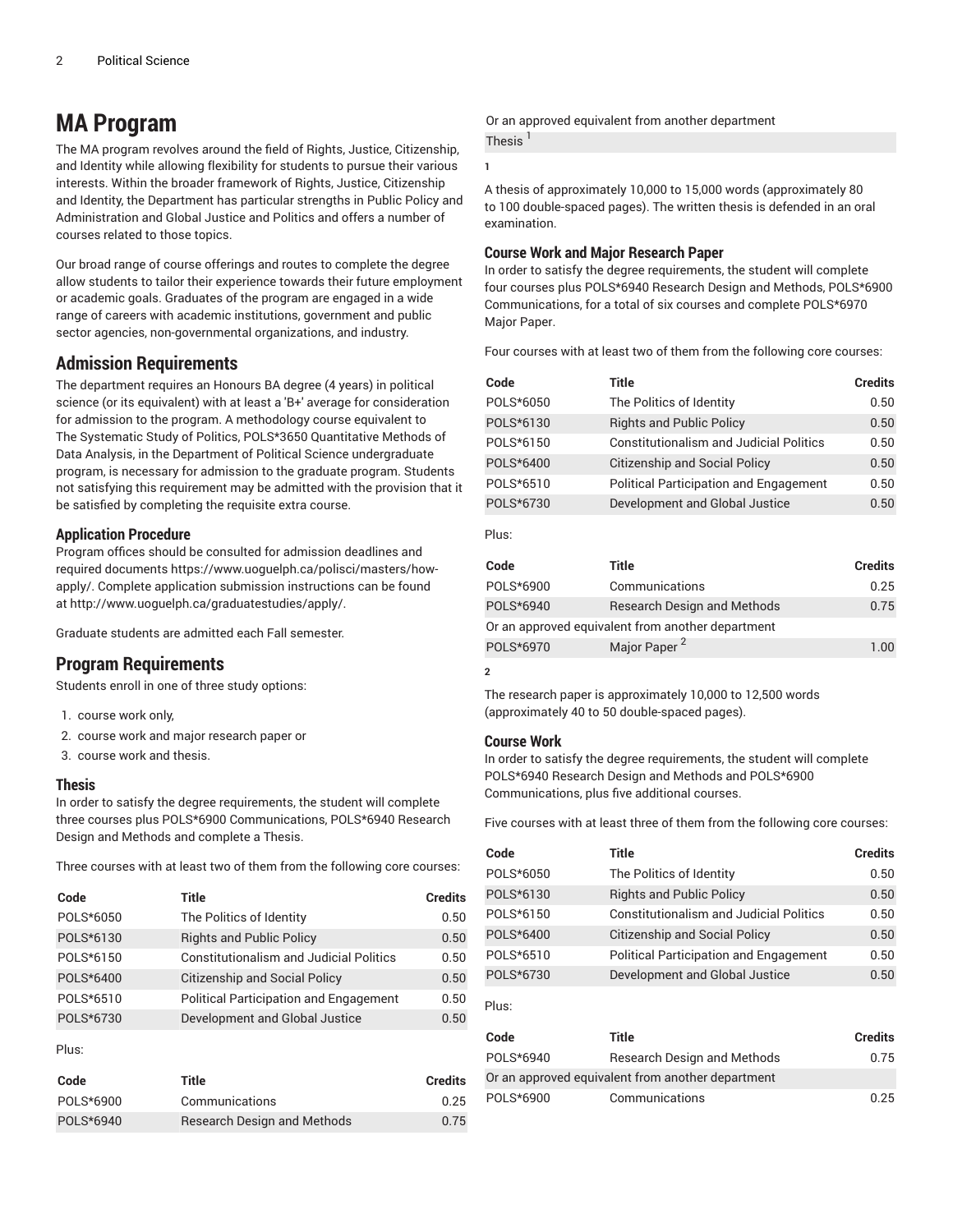# MA Program

The MA program revolves around the field of Rights, Justice, Citizenship, and Identity while allowing flexibility for students to pursue their various interests. Within the broader framework of Rights, Justice, Citizenship and Identity, the Department has particular strengths in Public Policy and Administration and Global Justice and Politics and offers a number of courses related to those topics.

Our broad range of course offerings and routes to complete the degree allow students to tailor their experience towards their future employment or academic goals. Graduates of the program are engaged in a wide range of careers with academic institutions, government and public sector agencies, non-governmental organizations, and industry.

## Admission Requirements

The department requires an Honours BA degree (4 years) in political science (or its equivalent) with at least a 'B+' average for consideration for admission to the program. A methodology course equivalent to The Systematic Study of Politics, POLS*3650 Quantitative Methods of Data Analysis, in the Department of Political Science undergraduate program, is necessary for admission to the graduate program. Students not satisfying this requirement may be admitted with the provision that it be satisfied by completing the requisite extra course.

### Application Procedure

Program offices should be consulted for admission deadlines and required documents https://www.uoguelph.ca/polisci/masters/how-apply/. Complete application submission instructions can be found at http://www.uoguelph.ca/graduatestudies/apply/.

Graduate students are admitted each Fall semester.

## Program Requirements

Students enroll in one of three study options:

1. course work only,
2. course work and major research paper or
3. course work and thesis.

### Thesis

In order to satisfy the degree requirements, the student will complete three courses plus POLS*6900 Communications, POLS*6940 Research Design and Methods and complete a Thesis.

Three courses with at least two of them from the following core courses:

| Code | Title | Credits |
|---|---|---|
| POLS*6050 | The Politics of Identity | 0.50 |
| POLS*6130 | Rights and Public Policy | 0.50 |
| POLS*6150 | Constitutionalism and Judicial Politics | 0.50 |
| POLS*6400 | Citizenship and Social Policy | 0.50 |
| POLS*6510 | Political Participation and Engagement | 0.50 |
| POLS*6730 | Development and Global Justice | 0.50 |

Plus:

| Code | Title | Credits |
|---|---|---|
| POLS*6900 | Communications | 0.25 |
| POLS*6940 | Research Design and Methods | 0.75 |
| Or an approved equivalent from another department | | |
| Thesis [1] | | |

1

A thesis of approximately 10,000 to 15,000 words (approximately 80 to 100 double-spaced pages). The written thesis is defended in an oral examination.

### Course Work and Major Research Paper

In order to satisfy the degree requirements, the student will complete four courses plus POLS*6940 Research Design and Methods, POLS*6900 Communications, for a total of six courses and complete POLS*6970 Major Paper.

Four courses with at least two of them from the following core courses:

| Code | Title | Credits |
|---|---|---|
| POLS*6050 | The Politics of Identity | 0.50 |
| POLS*6130 | Rights and Public Policy | 0.50 |
| POLS*6150 | Constitutionalism and Judicial Politics | 0.50 |
| POLS*6400 | Citizenship and Social Policy | 0.50 |
| POLS*6510 | Political Participation and Engagement | 0.50 |
| POLS*6730 | Development and Global Justice | 0.50 |

Plus:

| Code | Title | Credits |
|---|---|---|
| POLS*6900 | Communications | 0.25 |
| POLS*6940 | Research Design and Methods | 0.75 |
| Or an approved equivalent from another department | | |
| POLS*6970 | Major Paper [2] | 1.00 |

2

The research paper is approximately 10,000 to 12,500 words (approximately 40 to 50 double-spaced pages).

### Course Work

In order to satisfy the degree requirements, the student will complete POLS*6940 Research Design and Methods and POLS*6900 Communications, plus five additional courses.

Five courses with at least three of them from the following core courses:

| Code | Title | Credits |
|---|---|---|
| POLS*6050 | The Politics of Identity | 0.50 |
| POLS*6130 | Rights and Public Policy | 0.50 |
| POLS*6150 | Constitutionalism and Judicial Politics | 0.50 |
| POLS*6400 | Citizenship and Social Policy | 0.50 |
| POLS*6510 | Political Participation and Engagement | 0.50 |
| POLS*6730 | Development and Global Justice | 0.50 |

Plus:

| Code | Title | Credits |
|---|---|---|
| POLS*6940 | Research Design and Methods | 0.75 |
| Or an approved equivalent from another department | | |
| POLS*6900 | Communications | 0.25 |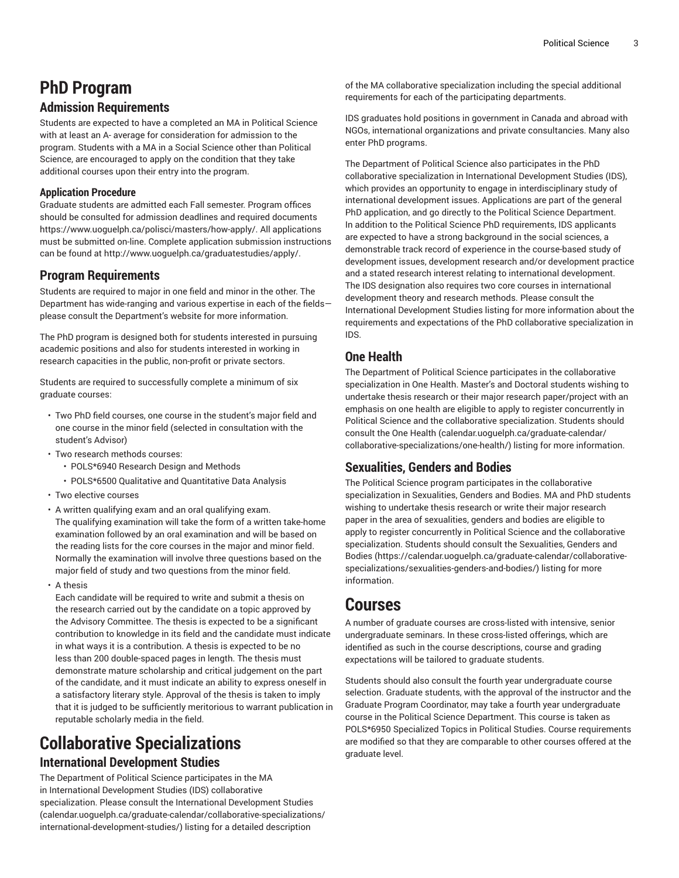# PhD Program

## Admission Requirements

Students are expected to have a completed an MA in Political Science with at least an A- average for consideration for admission to the program. Students with a MA in a Social Science other than Political Science, are encouraged to apply on the condition that they take additional courses upon their entry into the program.

### Application Procedure

Graduate students are admitted each Fall semester. Program offices should be consulted for admission deadlines and required documents https://www.uoguelph.ca/polisci/masters/how-apply/. All applications must be submitted on-line. Complete application submission instructions can be found at http://www.uoguelph.ca/graduatestudies/apply/.

## Program Requirements

Students are required to major in one field and minor in the other. The Department has wide-ranging and various expertise in each of the fields—please consult the Department's website for more information.

The PhD program is designed both for students interested in pursuing academic positions and also for students interested in working in research capacities in the public, non-profit or private sectors.

Students are required to successfully complete a minimum of six graduate courses:

- Two PhD field courses, one course in the student's major field and one course in the minor field (selected in consultation with the student's Advisor)
- Two research methods courses:
  - POLS*6940 Research Design and Methods
  - POLS*6500 Qualitative and Quantitative Data Analysis
- Two elective courses
- A written qualifying exam and an oral qualifying exam.
  The qualifying examination will take the form of a written take-home examination followed by an oral examination and will be based on the reading lists for the core courses in the major and minor field. Normally the examination will involve three questions based on the major field of study and two questions from the minor field.
- A thesis
  Each candidate will be required to write and submit a thesis on the research carried out by the candidate on a topic approved by the Advisory Committee. The thesis is expected to be a significant contribution to knowledge in its field and the candidate must indicate in what ways it is a contribution. A thesis is expected to be no less than 200 double-spaced pages in length. The thesis must demonstrate mature scholarship and critical judgement on the part of the candidate, and it must indicate an ability to express oneself in a satisfactory literary style. Approval of the thesis is taken to imply that it is judged to be sufficiently meritorious to warrant publication in reputable scholarly media in the field.

# Collaborative Specializations

## International Development Studies

The Department of Political Science participates in the MA in International Development Studies (IDS) collaborative specialization. Please consult the International Development Studies (calendar.uoguelph.ca/graduate-calendar/collaborative-specializations/international-development-studies/) listing for a detailed description of the MA collaborative specialization including the special additional requirements for each of the participating departments.

IDS graduates hold positions in government in Canada and abroad with NGOs, international organizations and private consultancies. Many also enter PhD programs.

The Department of Political Science also participates in the PhD collaborative specialization in International Development Studies (IDS), which provides an opportunity to engage in interdisciplinary study of international development issues. Applications are part of the general PhD application, and go directly to the Political Science Department. In addition to the Political Science PhD requirements, IDS applicants are expected to have a strong background in the social sciences, a demonstrable track record of experience in the course-based study of development issues, development research and/or development practice and a stated research interest relating to international development. The IDS designation also requires two core courses in international development theory and research methods. Please consult the International Development Studies listing for more information about the requirements and expectations of the PhD collaborative specialization in IDS.

## One Health

The Department of Political Science participates in the collaborative specialization in One Health. Master's and Doctoral students wishing to undertake thesis research or their major research paper/project with an emphasis on one health are eligible to apply to register concurrently in Political Science and the collaborative specialization. Students should consult the One Health (calendar.uoguelph.ca/graduate-calendar/collaborative-specializations/one-health/) listing for more information.

## Sexualities, Genders and Bodies

The Political Science program participates in the collaborative specialization in Sexualities, Genders and Bodies. MA and PhD students wishing to undertake thesis research or write their major research paper in the area of sexualities, genders and bodies are eligible to apply to register concurrently in Political Science and the collaborative specialization. Students should consult the Sexualities, Genders and Bodies (https://calendar.uoguelph.ca/graduate-calendar/collaborative-specializations/sexualities-genders-and-bodies/) listing for more information.

# Courses

A number of graduate courses are cross-listed with intensive, senior undergraduate seminars. In these cross-listed offerings, which are identified as such in the course descriptions, course and grading expectations will be tailored to graduate students.

Students should also consult the fourth year undergraduate course selection. Graduate students, with the approval of the instructor and the Graduate Program Coordinator, may take a fourth year undergraduate course in the Political Science Department. This course is taken as POLS*6950 Specialized Topics in Political Studies. Course requirements are modified so that they are comparable to other courses offered at the graduate level.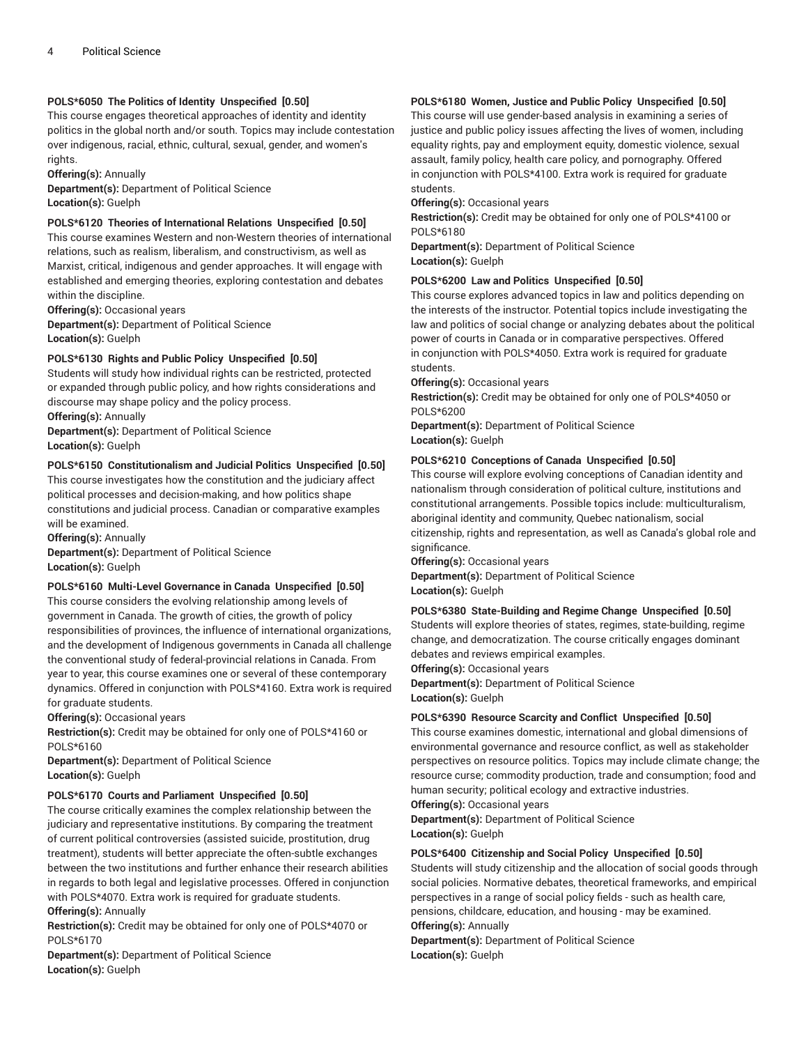**POLS*6050 The Politics of Identity Unspecified [0.50]**

This course engages theoretical approaches of identity and identity politics in the global north and/or south. Topics may include contestation over indigenous, racial, ethnic, cultural, sexual, gender, and women's rights.

**Offering(s):** Annually
**Department(s):** Department of Political Science
**Location(s):** Guelph

**POLS*6120 Theories of International Relations Unspecified [0.50]**

This course examines Western and non-Western theories of international relations, such as realism, liberalism, and constructivism, as well as Marxist, critical, indigenous and gender approaches. It will engage with established and emerging theories, exploring contestation and debates within the discipline.

**Offering(s):** Occasional years
**Department(s):** Department of Political Science
**Location(s):** Guelph

**POLS*6130 Rights and Public Policy Unspecified [0.50]**

Students will study how individual rights can be restricted, protected or expanded through public policy, and how rights considerations and discourse may shape policy and the policy process.

**Offering(s):** Annually
**Department(s):** Department of Political Science
**Location(s):** Guelph

**POLS*6150 Constitutionalism and Judicial Politics Unspecified [0.50]**

This course investigates how the constitution and the judiciary affect political processes and decision-making, and how politics shape constitutions and judicial process. Canadian or comparative examples will be examined.

**Offering(s):** Annually
**Department(s):** Department of Political Science
**Location(s):** Guelph

**POLS*6160 Multi-Level Governance in Canada Unspecified [0.50]**

This course considers the evolving relationship among levels of government in Canada. The growth of cities, the growth of policy responsibilities of provinces, the influence of international organizations, and the development of Indigenous governments in Canada all challenge the conventional study of federal-provincial relations in Canada. From year to year, this course examines one or several of these contemporary dynamics. Offered in conjunction with POLS*4160. Extra work is required for graduate students.

**Offering(s):** Occasional years
**Restriction(s):** Credit may be obtained for only one of POLS*4160 or POLS*6160
**Department(s):** Department of Political Science
**Location(s):** Guelph

**POLS*6170 Courts and Parliament Unspecified [0.50]**

The course critically examines the complex relationship between the judiciary and representative institutions. By comparing the treatment of current political controversies (assisted suicide, prostitution, drug treatment), students will better appreciate the often-subtle exchanges between the two institutions and further enhance their research abilities in regards to both legal and legislative processes. Offered in conjunction with POLS*4070. Extra work is required for graduate students.

**Offering(s):** Annually
**Restriction(s):** Credit may be obtained for only one of POLS*4070 or POLS*6170
**Department(s):** Department of Political Science
**Location(s):** Guelph

**POLS*6180 Women, Justice and Public Policy Unspecified [0.50]**

This course will use gender-based analysis in examining a series of justice and public policy issues affecting the lives of women, including equality rights, pay and employment equity, domestic violence, sexual assault, family policy, health care policy, and pornography. Offered in conjunction with POLS*4100. Extra work is required for graduate students.

**Offering(s):** Occasional years
**Restriction(s):** Credit may be obtained for only one of POLS*4100 or POLS*6180
**Department(s):** Department of Political Science
**Location(s):** Guelph

**POLS*6200 Law and Politics Unspecified [0.50]**

This course explores advanced topics in law and politics depending on the interests of the instructor. Potential topics include investigating the law and politics of social change or analyzing debates about the political power of courts in Canada or in comparative perspectives. Offered in conjunction with POLS*4050. Extra work is required for graduate students.

**Offering(s):** Occasional years
**Restriction(s):** Credit may be obtained for only one of POLS*4050 or POLS*6200
**Department(s):** Department of Political Science
**Location(s):** Guelph

**POLS*6210 Conceptions of Canada Unspecified [0.50]**

This course will explore evolving conceptions of Canadian identity and nationalism through consideration of political culture, institutions and constitutional arrangements. Possible topics include: multiculturalism, aboriginal identity and community, Quebec nationalism, social citizenship, rights and representation, as well as Canada's global role and significance.

**Offering(s):** Occasional years
**Department(s):** Department of Political Science
**Location(s):** Guelph

**POLS*6380 State-Building and Regime Change Unspecified [0.50]**

Students will explore theories of states, regimes, state-building, regime change, and democratization. The course critically engages dominant debates and reviews empirical examples.

**Offering(s):** Occasional years
**Department(s):** Department of Political Science
**Location(s):** Guelph

**POLS*6390 Resource Scarcity and Conflict Unspecified [0.50]**

This course examines domestic, international and global dimensions of environmental governance and resource conflict, as well as stakeholder perspectives on resource politics. Topics may include climate change; the resource curse; commodity production, trade and consumption; food and human security; political ecology and extractive industries.

**Offering(s):** Occasional years
**Department(s):** Department of Political Science
**Location(s):** Guelph

**POLS*6400 Citizenship and Social Policy Unspecified [0.50]**

Students will study citizenship and the allocation of social goods through social policies. Normative debates, theoretical frameworks, and empirical perspectives in a range of social policy fields - such as health care, pensions, childcare, education, and housing - may be examined.

**Offering(s):** Annually
**Department(s):** Department of Political Science
**Location(s):** Guelph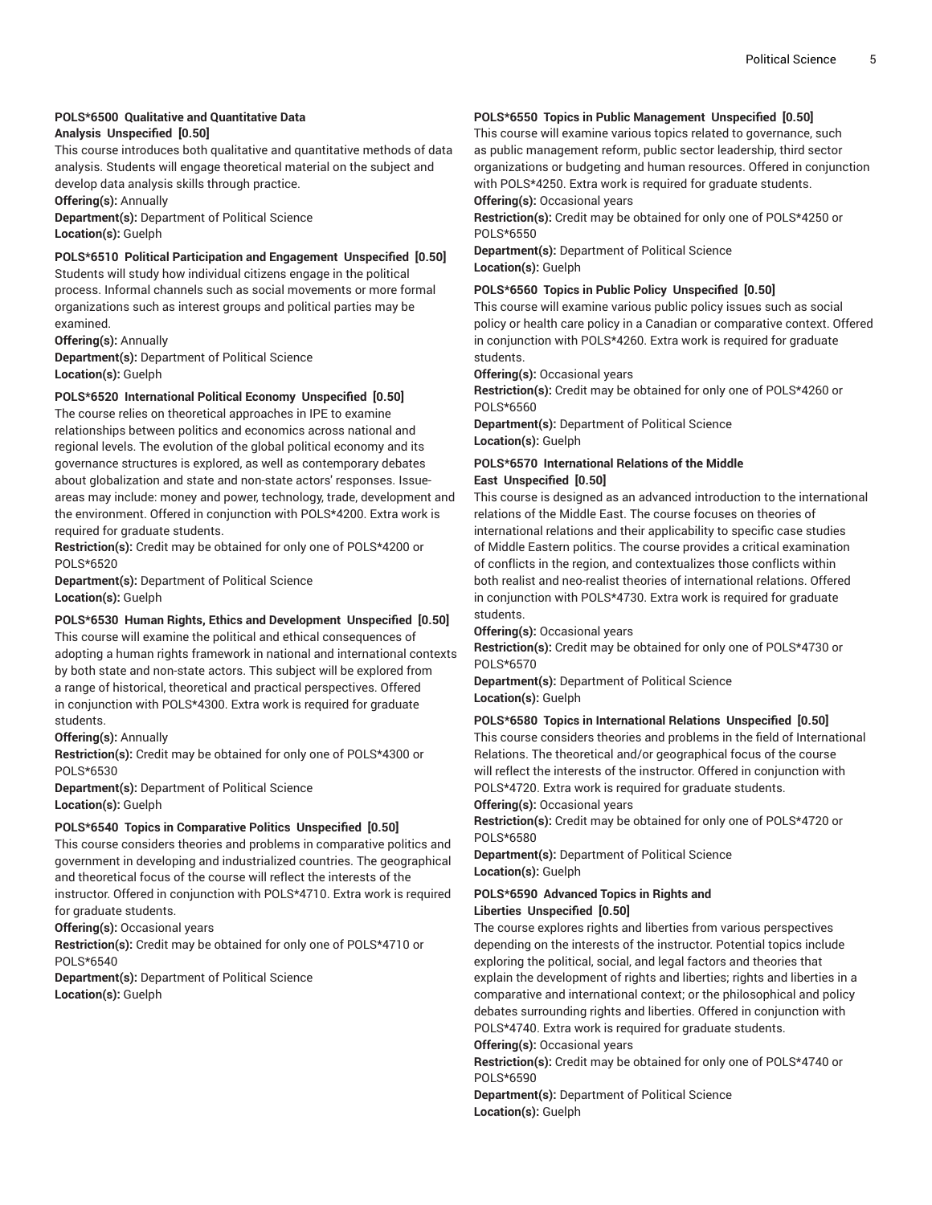**POLS*6500 Qualitative and Quantitative Data Analysis Unspecified [0.50]**

This course introduces both qualitative and quantitative methods of data analysis. Students will engage theoretical material on the subject and develop data analysis skills through practice.

**Offering(s):** Annually
**Department(s):** Department of Political Science
**Location(s):** Guelph

**POLS*6510 Political Participation and Engagement Unspecified [0.50]**

Students will study how individual citizens engage in the political process. Informal channels such as social movements or more formal organizations such as interest groups and political parties may be examined.

**Offering(s):** Annually
**Department(s):** Department of Political Science
**Location(s):** Guelph

**POLS*6520 International Political Economy Unspecified [0.50]**

The course relies on theoretical approaches in IPE to examine relationships between politics and economics across national and regional levels. The evolution of the global political economy and its governance structures is explored, as well as contemporary debates about globalization and state and non-state actors' responses. Issue-areas may include: money and power, technology, trade, development and the environment. Offered in conjunction with POLS*4200. Extra work is required for graduate students.

**Restriction(s):** Credit may be obtained for only one of POLS*4200 or POLS*6520
**Department(s):** Department of Political Science
**Location(s):** Guelph

**POLS*6530 Human Rights, Ethics and Development Unspecified [0.50]**

This course will examine the political and ethical consequences of adopting a human rights framework in national and international contexts by both state and non-state actors. This subject will be explored from a range of historical, theoretical and practical perspectives. Offered in conjunction with POLS*4300. Extra work is required for graduate students.

**Offering(s):** Annually
**Restriction(s):** Credit may be obtained for only one of POLS*4300 or POLS*6530
**Department(s):** Department of Political Science
**Location(s):** Guelph

**POLS*6540 Topics in Comparative Politics Unspecified [0.50]**

This course considers theories and problems in comparative politics and government in developing and industrialized countries. The geographical and theoretical focus of the course will reflect the interests of the instructor. Offered in conjunction with POLS*4710. Extra work is required for graduate students.

**Offering(s):** Occasional years
**Restriction(s):** Credit may be obtained for only one of POLS*4710 or POLS*6540
**Department(s):** Department of Political Science
**Location(s):** Guelph

**POLS*6550 Topics in Public Management Unspecified [0.50]**

This course will examine various topics related to governance, such as public management reform, public sector leadership, third sector organizations or budgeting and human resources. Offered in conjunction with POLS*4250. Extra work is required for graduate students.

**Offering(s):** Occasional years
**Restriction(s):** Credit may be obtained for only one of POLS*4250 or POLS*6550
**Department(s):** Department of Political Science
**Location(s):** Guelph

**POLS*6560 Topics in Public Policy Unspecified [0.50]**

This course will examine various public policy issues such as social policy or health care policy in a Canadian or comparative context. Offered in conjunction with POLS*4260. Extra work is required for graduate students.

**Offering(s):** Occasional years
**Restriction(s):** Credit may be obtained for only one of POLS*4260 or POLS*6560
**Department(s):** Department of Political Science
**Location(s):** Guelph

**POLS*6570 International Relations of the Middle East Unspecified [0.50]**

This course is designed as an advanced introduction to the international relations of the Middle East. The course focuses on theories of international relations and their applicability to specific case studies of Middle Eastern politics. The course provides a critical examination of conflicts in the region, and contextualizes those conflicts within both realist and neo-realist theories of international relations. Offered in conjunction with POLS*4730. Extra work is required for graduate students.

**Offering(s):** Occasional years
**Restriction(s):** Credit may be obtained for only one of POLS*4730 or POLS*6570
**Department(s):** Department of Political Science
**Location(s):** Guelph

**POLS*6580 Topics in International Relations Unspecified [0.50]**

This course considers theories and problems in the field of International Relations. The theoretical and/or geographical focus of the course will reflect the interests of the instructor. Offered in conjunction with POLS*4720. Extra work is required for graduate students.

**Offering(s):** Occasional years
**Restriction(s):** Credit may be obtained for only one of POLS*4720 or POLS*6580
**Department(s):** Department of Political Science
**Location(s):** Guelph

**POLS*6590 Advanced Topics in Rights and Liberties Unspecified [0.50]**

The course explores rights and liberties from various perspectives depending on the interests of the instructor. Potential topics include exploring the political, social, and legal factors and theories that explain the development of rights and liberties; rights and liberties in a comparative and international context; or the philosophical and policy debates surrounding rights and liberties. Offered in conjunction with POLS*4740. Extra work is required for graduate students.

**Offering(s):** Occasional years
**Restriction(s):** Credit may be obtained for only one of POLS*4740 or POLS*6590
**Department(s):** Department of Political Science
**Location(s):** Guelph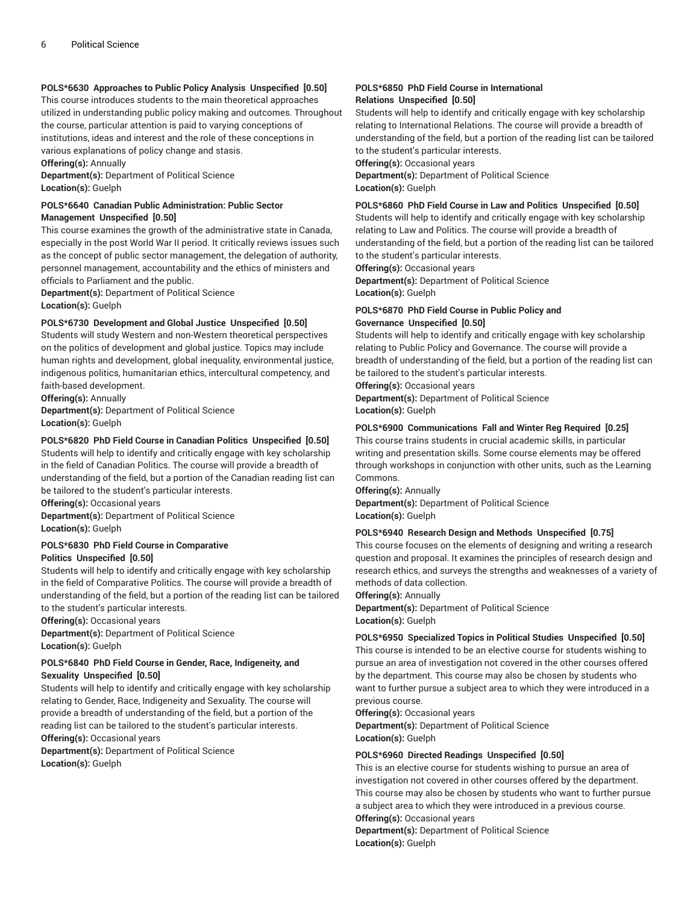**POLS*6630 Approaches to Public Policy Analysis Unspecified [0.50]**
This course introduces students to the main theoretical approaches utilized in understanding public policy making and outcomes. Throughout the course, particular attention is paid to varying conceptions of institutions, ideas and interest and the role of these conceptions in various explanations of policy change and stasis.
**Offering(s):** Annually
**Department(s):** Department of Political Science
**Location(s):** Guelph

**POLS*6640 Canadian Public Administration: Public Sector Management Unspecified [0.50]**
This course examines the growth of the administrative state in Canada, especially in the post World War II period. It critically reviews issues such as the concept of public sector management, the delegation of authority, personnel management, accountability and the ethics of ministers and officials to Parliament and the public.
**Department(s):** Department of Political Science
**Location(s):** Guelph

**POLS*6730 Development and Global Justice Unspecified [0.50]**
Students will study Western and non-Western theoretical perspectives on the politics of development and global justice. Topics may include human rights and development, global inequality, environmental justice, indigenous politics, humanitarian ethics, intercultural competency, and faith-based development.
**Offering(s):** Annually
**Department(s):** Department of Political Science
**Location(s):** Guelph

**POLS*6820 PhD Field Course in Canadian Politics Unspecified [0.50]**
Students will help to identify and critically engage with key scholarship in the field of Canadian Politics. The course will provide a breadth of understanding of the field, but a portion of the Canadian reading list can be tailored to the student's particular interests.
**Offering(s):** Occasional years
**Department(s):** Department of Political Science
**Location(s):** Guelph

**POLS*6830 PhD Field Course in Comparative Politics Unspecified [0.50]**
Students will help to identify and critically engage with key scholarship in the field of Comparative Politics. The course will provide a breadth of understanding of the field, but a portion of the reading list can be tailored to the student's particular interests.
**Offering(s):** Occasional years
**Department(s):** Department of Political Science
**Location(s):** Guelph

**POLS*6840 PhD Field Course in Gender, Race, Indigeneity, and Sexuality Unspecified [0.50]**
Students will help to identify and critically engage with key scholarship relating to Gender, Race, Indigeneity and Sexuality. The course will provide a breadth of understanding of the field, but a portion of the reading list can be tailored to the student's particular interests.
**Offering(s):** Occasional years
**Department(s):** Department of Political Science
**Location(s):** Guelph

**POLS*6850 PhD Field Course in International Relations Unspecified [0.50]**
Students will help to identify and critically engage with key scholarship relating to International Relations. The course will provide a breadth of understanding of the field, but a portion of the reading list can be tailored to the student's particular interests.
**Offering(s):** Occasional years
**Department(s):** Department of Political Science
**Location(s):** Guelph

**POLS*6860 PhD Field Course in Law and Politics Unspecified [0.50]**
Students will help to identify and critically engage with key scholarship relating to Law and Politics. The course will provide a breadth of understanding of the field, but a portion of the reading list can be tailored to the student's particular interests.
**Offering(s):** Occasional years
**Department(s):** Department of Political Science
**Location(s):** Guelph

**POLS*6870 PhD Field Course in Public Policy and Governance Unspecified [0.50]**
Students will help to identify and critically engage with key scholarship relating to Public Policy and Governance. The course will provide a breadth of understanding of the field, but a portion of the reading list can be tailored to the student's particular interests.
**Offering(s):** Occasional years
**Department(s):** Department of Political Science
**Location(s):** Guelph

**POLS*6900 Communications Fall and Winter Reg Required [0.25]**
This course trains students in crucial academic skills, in particular writing and presentation skills. Some course elements may be offered through workshops in conjunction with other units, such as the Learning Commons.
**Offering(s):** Annually
**Department(s):** Department of Political Science
**Location(s):** Guelph

**POLS*6940 Research Design and Methods Unspecified [0.75]**
This course focuses on the elements of designing and writing a research question and proposal. It examines the principles of research design and research ethics, and surveys the strengths and weaknesses of a variety of methods of data collection.
**Offering(s):** Annually
**Department(s):** Department of Political Science
**Location(s):** Guelph

**POLS*6950 Specialized Topics in Political Studies Unspecified [0.50]**
This course is intended to be an elective course for students wishing to pursue an area of investigation not covered in the other courses offered by the department. This course may also be chosen by students who want to further pursue a subject area to which they were introduced in a previous course.
**Offering(s):** Occasional years
**Department(s):** Department of Political Science
**Location(s):** Guelph

**POLS*6960 Directed Readings Unspecified [0.50]**
This is an elective course for students wishing to pursue an area of investigation not covered in other courses offered by the department. This course may also be chosen by students who want to further pursue a subject area to which they were introduced in a previous course.
**Offering(s):** Occasional years
**Department(s):** Department of Political Science
**Location(s):** Guelph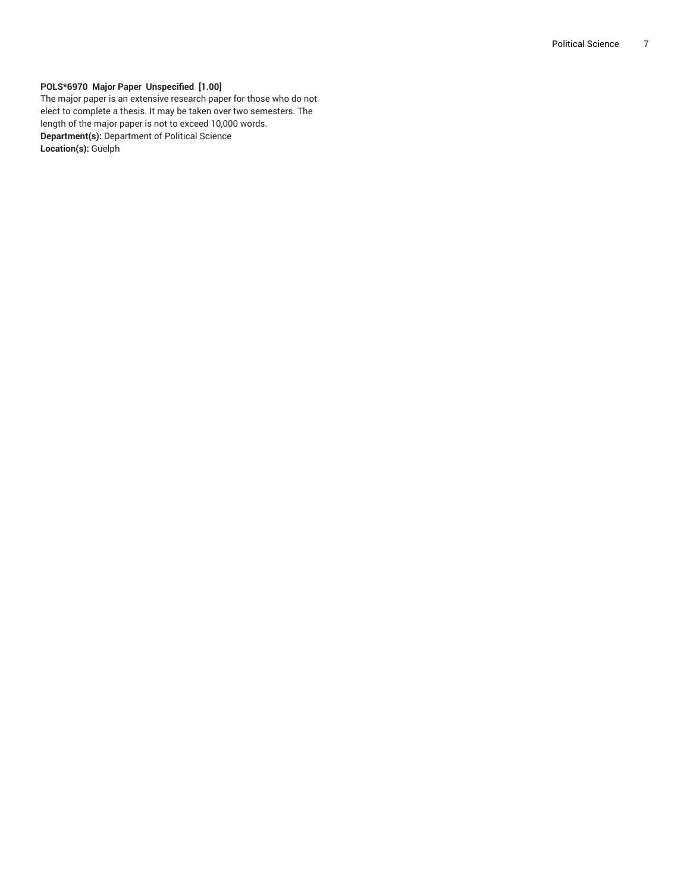**POLS*6970 Major Paper Unspecified [1.00]**
The major paper is an extensive research paper for those who do not elect to complete a thesis. It may be taken over two semesters. The length of the major paper is not to exceed 10,000 words.
**Department(s):** Department of Political Science
**Location(s):** Guelph